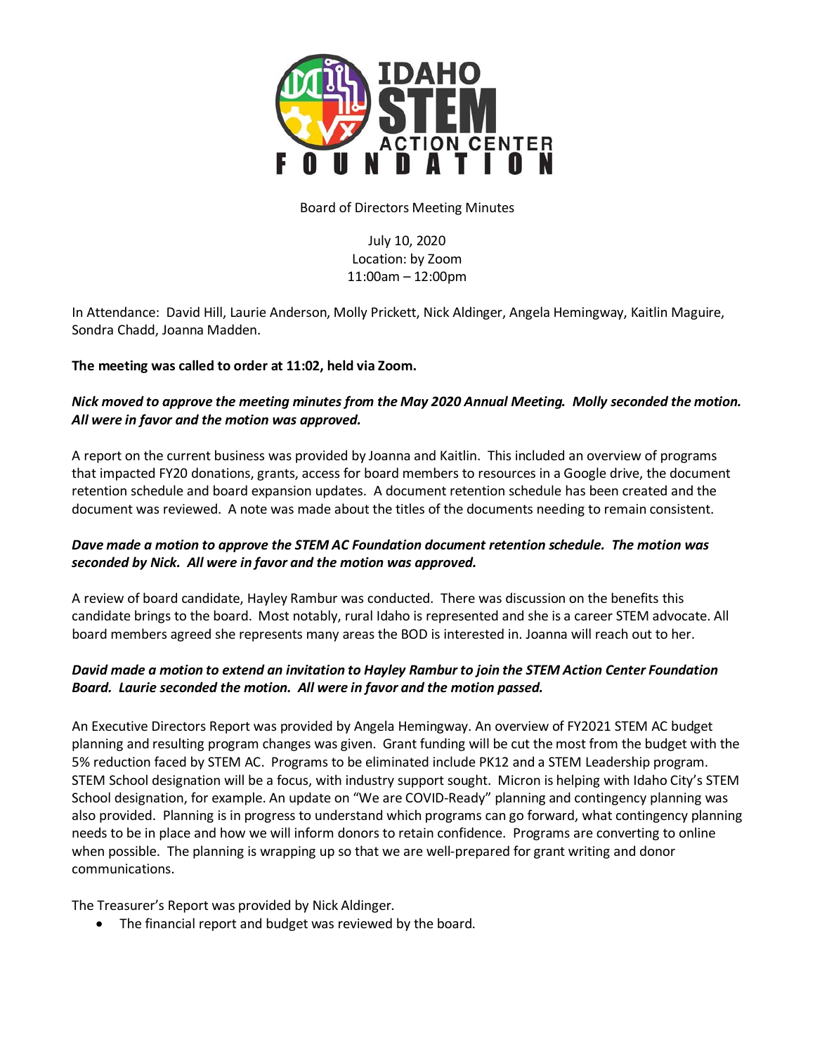# IDAHO STEM ACTION CENTER FOUNDATION

Board of Directors Meeting Minutes

July 10, 2020
Location: by Zoom
11:00am – 12:00pm

In Attendance: David Hill, Laurie Anderson, Molly Prickett, Nick Aldinger, Angela Hemingway, Kaitlin Maguire, Sondra Chadd, Joanna Madden.

**The meeting was called to order at 11:02, held via Zoom.**

***Nick moved to approve the meeting minutes from the May 2020 Annual Meeting. Molly seconded the motion. All were in favor and the motion was approved.***

A report on the current business was provided by Joanna and Kaitlin. This included an overview of programs that impacted FY20 donations, grants, access for board members to resources in a Google drive, the document retention schedule and board expansion updates. A document retention schedule has been created and the document was reviewed. A note was made about the titles of the documents needing to remain consistent.

***Dave made a motion to approve the STEM AC Foundation document retention schedule. The motion was seconded by Nick. All were in favor and the motion was approved.***

A review of board candidate, Hayley Rambur was conducted. There was discussion on the benefits this candidate brings to the board. Most notably, rural Idaho is represented and she is a career STEM advocate. All board members agreed she represents many areas the BOD is interested in. Joanna will reach out to her.

***David made a motion to extend an invitation to Hayley Rambur to join the STEM Action Center Foundation Board. Laurie seconded the motion. All were in favor and the motion passed.***

An Executive Directors Report was provided by Angela Hemingway. An overview of FY2021 STEM AC budget planning and resulting program changes was given. Grant funding will be cut the most from the budget with the 5% reduction faced by STEM AC. Programs to be eliminated include PK12 and a STEM Leadership program. STEM School designation will be a focus, with industry support sought. Micron is helping with Idaho City's STEM School designation, for example. An update on "We are COVID-Ready" planning and contingency planning was also provided. Planning is in progress to understand which programs can go forward, what contingency planning needs to be in place and how we will inform donors to retain confidence. Programs are converting to online when possible. The planning is wrapping up so that we are well-prepared for grant writing and donor communications.

The Treasurer's Report was provided by Nick Aldinger.

- The financial report and budget was reviewed by the board.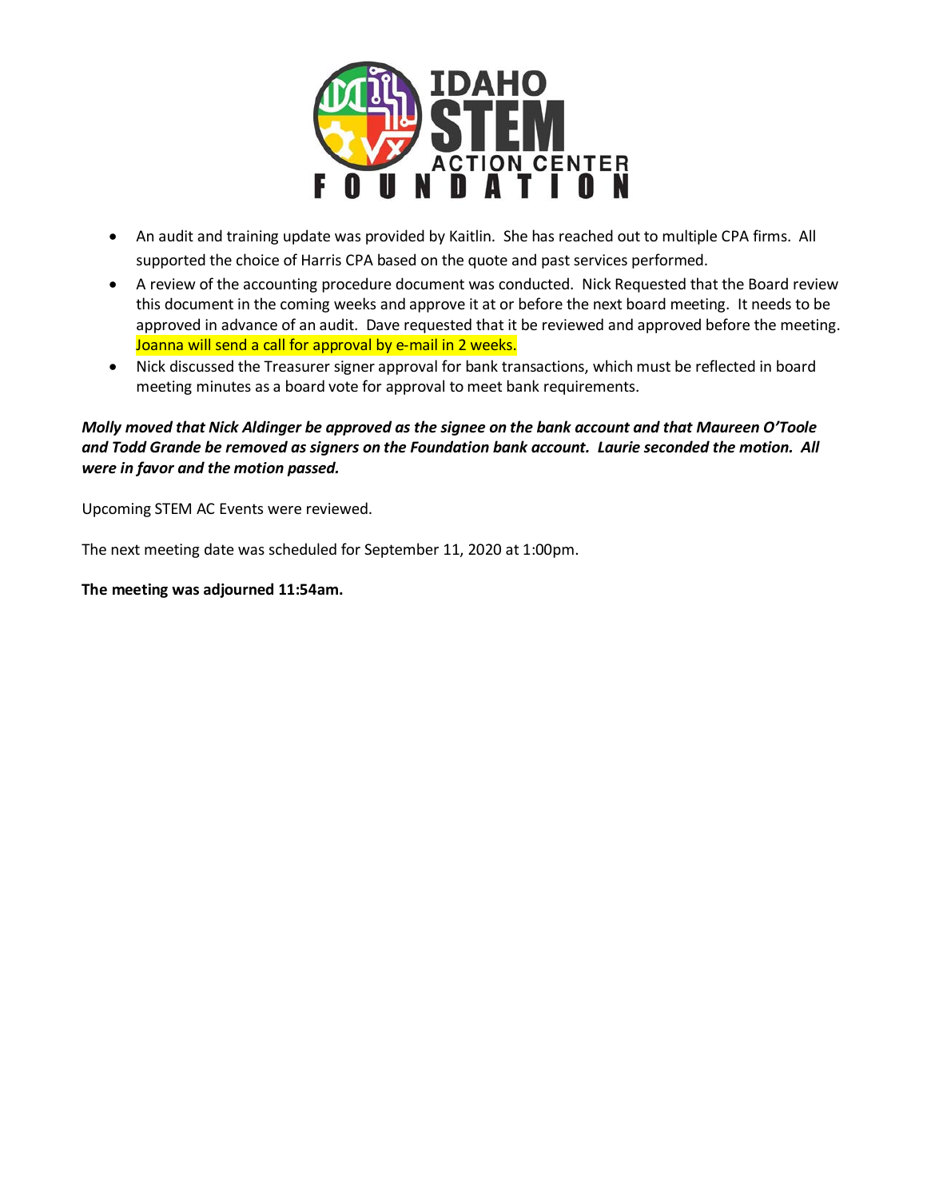- An audit and training update was provided by Kaitlin. She has reached out to multiple CPA firms. All supported the choice of Harris CPA based on the quote and past services performed.
- A review of the accounting procedure document was conducted. Nick Requested that the Board review this document in the coming weeks and approve it at or before the next board meeting. It needs to be approved in advance of an audit. Dave requested that it be reviewed and approved before the meeting. Joanna will send a call for approval by e-mail in 2 weeks.
- Nick discussed the Treasurer signer approval for bank transactions, which must be reflected in board meeting minutes as a board vote for approval to meet bank requirements.

***Molly moved that Nick Aldinger be approved as the signee on the bank account and that Maureen O'Toole and Todd Grande be removed as signers on the Foundation bank account. Laurie seconded the motion. All were in favor and the motion passed.***

Upcoming STEM AC Events were reviewed.

The next meeting date was scheduled for September 11, 2020 at 1:00pm.

**The meeting was adjourned 11:54am.**